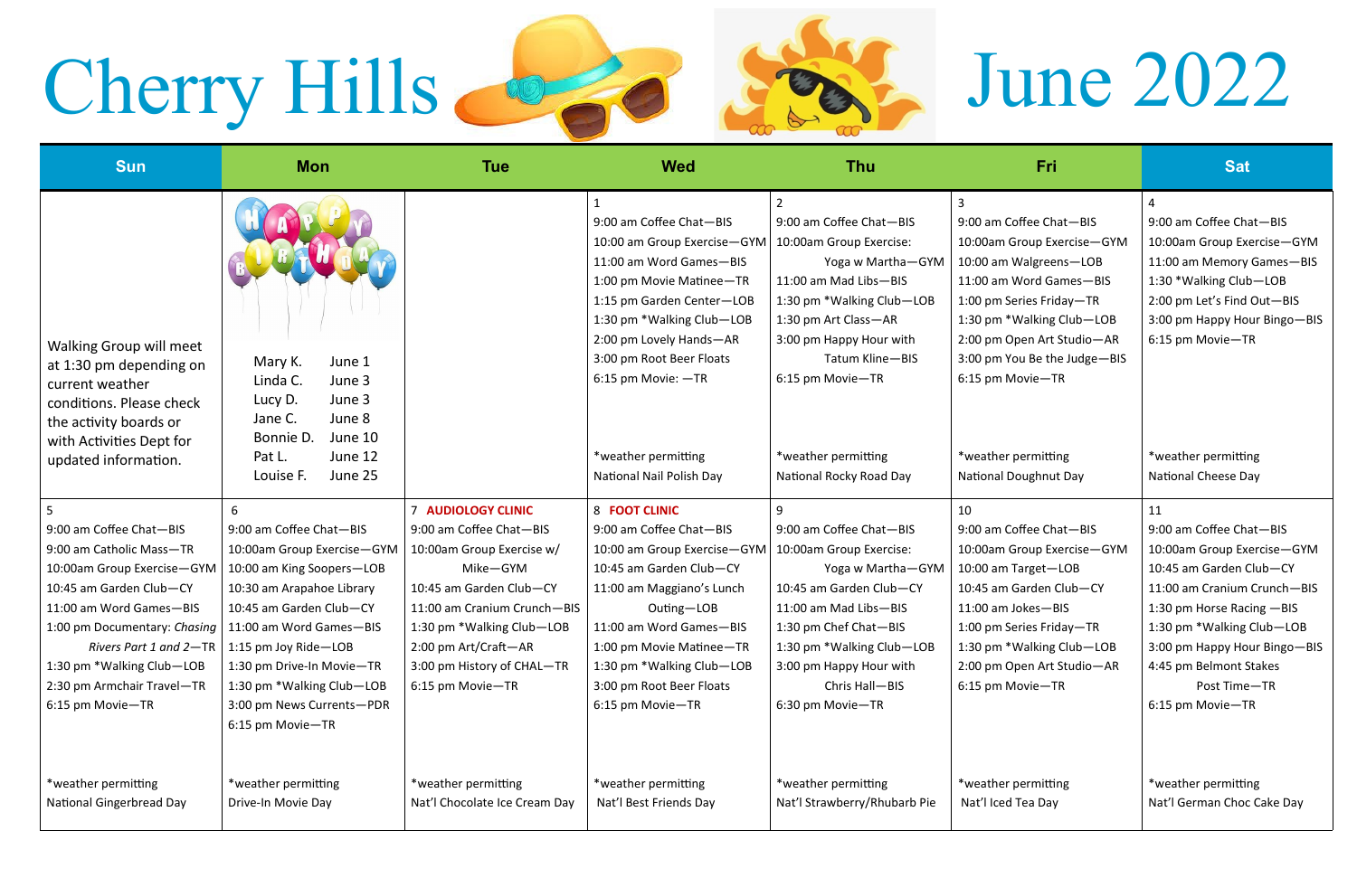# Cherry Hills June 2022

| Sun | Mon | Tue | Wed | Thu | Fri | Sat |
|---|---|---|---|---|---|---|
| Walking Group will meet at 1:30 pm depending on current weather conditions. Please check the activity boards or with Activities Dept for updated information. | HAPPY BIRTHDAY<br>Mary K. June 1<br>Linda C. June 3<br>Lucy D. June 3<br>Jane C. June 8<br>Bonnie D. June 10<br>Pat L. June 12<br>Louise F. June 25 | | 1<br>9:00 am Coffee Chat—BIS<br>10:00 am Group Exercise—GYM<br>11:00 am Word Games—BIS<br>1:00 pm Movie Matinee—TR<br>1:15 pm Garden Center—LOB<br>1:30 pm *Walking Club—LOB<br>2:00 pm Lovely Hands—AR<br>3:00 pm Root Beer Floats<br>6:15 pm Movie: —TR<br><br>*weather permitting<br>National Nail Polish Day | 2<br>9:00 am Coffee Chat—BIS<br>10:00am Group Exercise: Yoga w Martha—GYM<br>11:00 am Mad Libs—BIS<br>1:30 pm *Walking Club—LOB<br>1:30 pm Art Class—AR<br>3:00 pm Happy Hour with Tatum Kline—BIS<br>6:15 pm Movie—TR<br><br>*weather permitting<br>National Rocky Road Day | 3<br>9:00 am Coffee Chat—BIS<br>10:00am Group Exercise—GYM<br>10:00 am Walgreens—LOB<br>11:00 am Word Games—BIS<br>1:00 pm Series Friday—TR<br>1:30 pm *Walking Club—LOB<br>2:00 pm Open Art Studio—AR<br>3:00 pm You Be the Judge—BIS<br>6:15 pm Movie—TR<br><br>*weather permitting<br>National Doughnut Day | 4<br>9:00 am Coffee Chat—BIS<br>10:00am Group Exercise—GYM<br>11:00 am Memory Games—BIS<br>1:30 *Walking Club—LOB<br>2:00 pm Let's Find Out—BIS<br>3:00 pm Happy Hour Bingo—BIS<br>6:15 pm Movie—TR<br><br>*weather permitting<br>National Cheese Day |
| 5<br>9:00 am Coffee Chat—BIS<br>9:00 am Catholic Mass—TR<br>10:00am Group Exercise—GYM<br>10:45 am Garden Club—CY<br>11:00 am Word Games—BIS<br>1:00 pm Documentary: *Chasing Rivers Part 1 and 2*—TR<br>1:30 pm *Walking Club—LOB<br>2:30 pm Armchair Travel—TR<br>6:15 pm Movie—TR<br><br>*weather permitting<br>National Gingerbread Day | 6<br>9:00 am Coffee Chat—BIS<br>10:00am Group Exercise—GYM<br>10:00 am King Soopers—LOB<br>10:30 am Arapahoe Library<br>10:45 am Garden Club—CY<br>11:00 am Word Games—BIS<br>1:15 pm Joy Ride—LOB<br>1:30 pm Drive-In Movie—TR<br>1:30 pm *Walking Club—LOB<br>3:00 pm News Currents—PDR<br>6:15 pm Movie—TR<br><br>*weather permitting<br>Drive-In Movie Day | 7 **AUDIOLOGY CLINIC**<br>9:00 am Coffee Chat—BIS<br>10:00am Group Exercise w/ Mike—GYM<br>10:45 am Garden Club—CY<br>11:00 am Cranium Crunch—BIS<br>1:30 pm *Walking Club—LOB<br>2:00 pm Art/Craft—AR<br>3:00 pm History of CHAL—TR<br>6:15 pm Movie—TR<br><br>*weather permitting<br>Nat'l Chocolate Ice Cream Day | 8 **FOOT CLINIC**<br>9:00 am Coffee Chat—BIS<br>10:00 am Group Exercise—GYM<br>10:45 am Garden Club—CY<br>11:00 am Maggiano's Lunch Outing—LOB<br>11:00 am Word Games—BIS<br>1:00 pm Movie Matinee—TR<br>1:30 pm *Walking Club—LOB<br>3:00 pm Root Beer Floats<br>6:15 pm Movie—TR<br><br>*weather permitting<br>Nat'l Best Friends Day | 9<br>9:00 am Coffee Chat—BIS<br>10:00am Group Exercise: Yoga w Martha—GYM<br>10:45 am Garden Club—CY<br>11:00 am Mad Libs—BIS<br>1:30 pm Chef Chat—BIS<br>1:30 pm *Walking Club—LOB<br>3:00 pm Happy Hour with Chris Hall—BIS<br>6:30 pm Movie—TR<br><br>*weather permitting<br>Nat'l Strawberry/Rhubarb Pie | 10<br>9:00 am Coffee Chat—BIS<br>10:00am Group Exercise—GYM<br>10:00 am Target—LOB<br>10:45 am Garden Club—CY<br>11:00 am Jokes—BIS<br>1:00 pm Series Friday—TR<br>1:30 pm *Walking Club—LOB<br>2:00 pm Open Art Studio—AR<br>6:15 pm Movie—TR<br><br>*weather permitting<br>Nat'l Iced Tea Day | 11<br>9:00 am Coffee Chat—BIS<br>10:00am Group Exercise—GYM<br>10:45 am Garden Club—CY<br>11:00 am Cranium Crunch—BIS<br>1:30 pm Horse Racing —BIS<br>1:30 pm *Walking Club—LOB<br>3:00 pm Happy Hour Bingo—BIS<br>4:45 pm Belmont Stakes Post Time—TR<br>6:15 pm Movie—TR<br><br>*weather permitting<br>Nat'l German Choc Cake Day |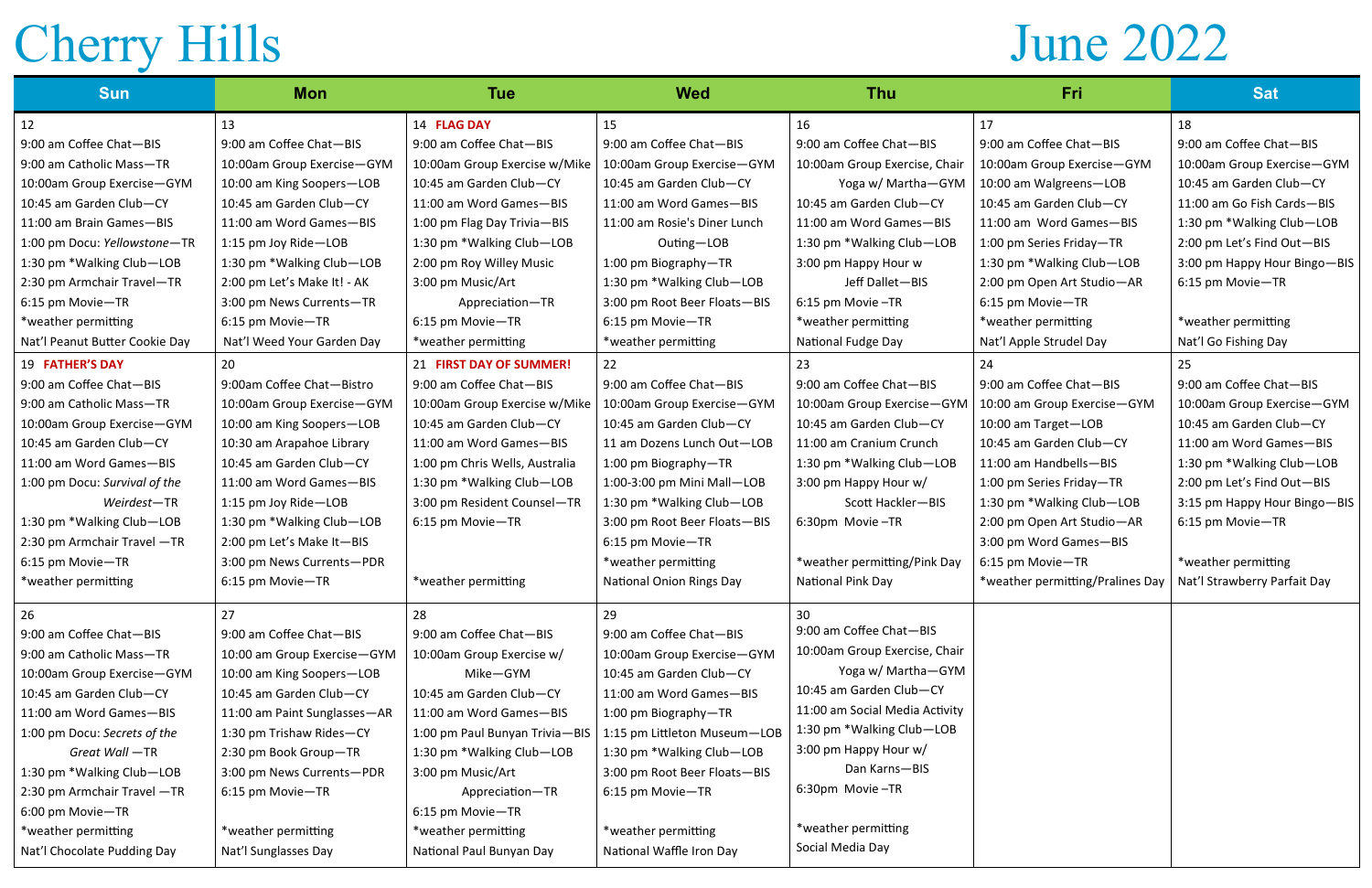# Cherry Hills

# June 2022

| Sun | Mon | Tue | Wed | Thu | Fri | Sat |
|---|---|---|---|---|---|---|
| 12<br>9:00 am Coffee Chat—BIS<br>9:00 am Catholic Mass—TR<br>10:00am Group Exercise—GYM<br>10:45 am Garden Club—CY<br>11:00 am Brain Games—BIS<br>1:00 pm Docu: *Yellowstone*—TR<br>1:30 pm *Walking Club—LOB<br>2:30 pm Armchair Travel—TR<br>6:15 pm Movie—TR<br>*weather permitting<br>Nat'l Peanut Butter Cookie Day | 13<br>9:00 am Coffee Chat—BIS<br>10:00am Group Exercise—GYM<br>10:00 am King Soopers—LOB<br>10:45 am Garden Club—CY<br>11:00 am Word Games—BIS<br>1:15 pm Joy Ride—LOB<br>1:30 pm *Walking Club—LOB<br>2:00 pm Let's Make It! - AK<br>3:00 pm News Currents—TR<br>6:15 pm Movie—TR<br>Nat'l Weed Your Garden Day | 14 **FLAG DAY**<br>9:00 am Coffee Chat—BIS<br>10:00am Group Exercise w/Mike<br>10:45 am Garden Club—CY<br>11:00 am Word Games—BIS<br>1:00 pm Flag Day Trivia—BIS<br>1:30 pm *Walking Club—LOB<br>2:00 pm Roy Willey Music<br>3:00 pm Music/Art Appreciation—TR<br>6:15 pm Movie—TR<br>*weather permitting | 15<br>9:00 am Coffee Chat—BIS<br>10:00am Group Exercise—GYM<br>10:45 am Garden Club—CY<br>11:00 am Word Games—BIS<br>11:00 am Rosie's Diner Lunch Outing—LOB<br>1:00 pm Biography—TR<br>1:30 pm *Walking Club—LOB<br>3:00 pm Root Beer Floats—BIS<br>6:15 pm Movie—TR<br>*weather permitting | 16<br>9:00 am Coffee Chat—BIS<br>10:00am Group Exercise, Chair Yoga w/ Martha—GYM<br>10:45 am Garden Club—CY<br>11:00 am Word Games—BIS<br>1:30 pm *Walking Club—LOB<br>3:00 pm Happy Hour w Jeff Dallet—BIS<br>6:15 pm Movie –TR<br>*weather permitting<br>National Fudge Day | 17<br>9:00 am Coffee Chat—BIS<br>10:00am Group Exercise—GYM<br>10:00 am Walgreens—LOB<br>10:45 am Garden Club—CY<br>11:00 am Word Games—BIS<br>1:00 pm Series Friday—TR<br>1:30 pm *Walking Club—LOB<br>2:00 pm Open Art Studio—AR<br>6:15 pm Movie—TR<br>*weather permitting<br>Nat'l Apple Strudel Day | 18<br>9:00 am Coffee Chat—BIS<br>10:00am Group Exercise—GYM<br>10:45 am Garden Club—CY<br>11:00 am Go Fish Cards—BIS<br>1:30 pm *Walking Club—LOB<br>2:00 pm Let's Find Out—BIS<br>3:00 pm Happy Hour Bingo—BIS<br>6:15 pm Movie—TR<br>*weather permitting<br>Nat'l Go Fishing Day |
| 19 **FATHER'S DAY**<br>9:00 am Coffee Chat—BIS<br>9:00 am Catholic Mass—TR<br>10:00am Group Exercise—GYM<br>10:45 am Garden Club—CY<br>11:00 am Word Games—BIS<br>1:00 pm Docu: *Survival of the Weirdest*—TR<br>1:30 pm *Walking Club—LOB<br>2:30 pm Armchair Travel —TR<br>6:15 pm Movie—TR<br>*weather permitting | 20<br>9:00am Coffee Chat—Bistro<br>10:00am Group Exercise—GYM<br>10:00 am King Soopers—LOB<br>10:30 am Arapahoe Library<br>10:45 am Garden Club—CY<br>11:00 am Word Games—BIS<br>1:15 pm Joy Ride—LOB<br>1:30 pm *Walking Club—LOB<br>2:00 pm Let's Make It—BIS<br>3:00 pm News Currents—PDR<br>6:15 pm Movie—TR | 21 **FIRST DAY OF SUMMER!**<br>9:00 am Coffee Chat—BIS<br>10:00am Group Exercise w/Mike<br>10:45 am Garden Club—CY<br>11:00 am Word Games—BIS<br>1:00 pm Chris Wells, Australia<br>1:30 pm *Walking Club—LOB<br>3:00 pm Resident Counsel—TR<br>6:15 pm Movie—TR<br>*weather permitting | 22<br>9:00 am Coffee Chat—BIS<br>10:00am Group Exercise—GYM<br>10:45 am Garden Club—CY<br>11 am Dozens Lunch Out—LOB<br>1:00 pm Biography—TR<br>1:00-3:00 pm Mini Mall—LOB<br>1:30 pm *Walking Club—LOB<br>3:00 pm Root Beer Floats—BIS<br>6:15 pm Movie—TR<br>*weather permitting<br>National Onion Rings Day | 23<br>9:00 am Coffee Chat—BIS<br>10:00am Group Exercise—GYM<br>10:45 am Garden Club—CY<br>11:00 am Cranium Crunch<br>1:30 pm *Walking Club—LOB<br>3:00 pm Happy Hour w/ Scott Hackler—BIS<br>6:30pm Movie –TR<br>*weather permitting/Pink Day<br>National Pink Day | 24<br>9:00 am Coffee Chat—BIS<br>10:00 am Group Exercise—GYM<br>10:00 am Target—LOB<br>10:45 am Garden Club—CY<br>11:00 am Handbells—BIS<br>1:00 pm Series Friday—TR<br>1:30 pm *Walking Club—LOB<br>2:00 pm Open Art Studio—AR<br>3:00 pm Word Games—BIS<br>6:15 pm Movie—TR<br>*weather permitting/Pralines Day | 25<br>9:00 am Coffee Chat—BIS<br>10:00am Group Exercise—GYM<br>10:45 am Garden Club—CY<br>11:00 am Word Games—BIS<br>1:30 pm *Walking Club—LOB<br>2:00 pm Let's Find Out—BIS<br>3:15 pm Happy Hour Bingo—BIS<br>6:15 pm Movie—TR<br>*weather permitting<br>Nat'l Strawberry Parfait Day |
| 26<br>9:00 am Coffee Chat—BIS<br>9:00 am Catholic Mass—TR<br>10:00am Group Exercise—GYM<br>10:45 am Garden Club—CY<br>11:00 am Word Games—BIS<br>1:00 pm Docu: *Secrets of the Great Wall* —TR<br>1:30 pm *Walking Club—LOB<br>2:30 pm Armchair Travel —TR<br>6:00 pm Movie—TR<br>*weather permitting<br>Nat'l Chocolate Pudding Day | 27<br>9:00 am Coffee Chat—BIS<br>10:00 am Group Exercise—GYM<br>10:00 am King Soopers—LOB<br>10:45 am Garden Club—CY<br>11:00 am Paint Sunglasses—AR<br>1:30 pm Trishaw Rides—CY<br>2:30 pm Book Group—TR<br>3:00 pm News Currents—PDR<br>6:15 pm Movie—TR<br>*weather permitting<br>Nat'l Sunglasses Day | 28<br>9:00 am Coffee Chat—BIS<br>10:00am Group Exercise w/ Mike—GYM<br>10:45 am Garden Club—CY<br>11:00 am Word Games—BIS<br>1:00 pm Paul Bunyan Trivia—BIS<br>1:30 pm *Walking Club—LOB<br>3:00 pm Music/Art Appreciation—TR<br>6:15 pm Movie—TR<br>*weather permitting<br>National Paul Bunyan Day | 29<br>9:00 am Coffee Chat—BIS<br>10:00am Group Exercise—GYM<br>10:45 am Garden Club—CY<br>11:00 am Word Games—BIS<br>1:00 pm Biography—TR<br>1:15 pm Littleton Museum—LOB<br>1:30 pm *Walking Club—LOB<br>3:00 pm Root Beer Floats—BIS<br>6:15 pm Movie—TR<br>*weather permitting<br>National Waffle Iron Day | 30<br>9:00 am Coffee Chat—BIS<br>10:00am Group Exercise, Chair Yoga w/ Martha—GYM<br>10:45 am Garden Club—CY<br>11:00 am Social Media Activity<br>1:30 pm *Walking Club—LOB<br>3:00 pm Happy Hour w/ Dan Karns—BIS<br>6:30pm Movie –TR<br>*weather permitting<br>Social Media Day | | |